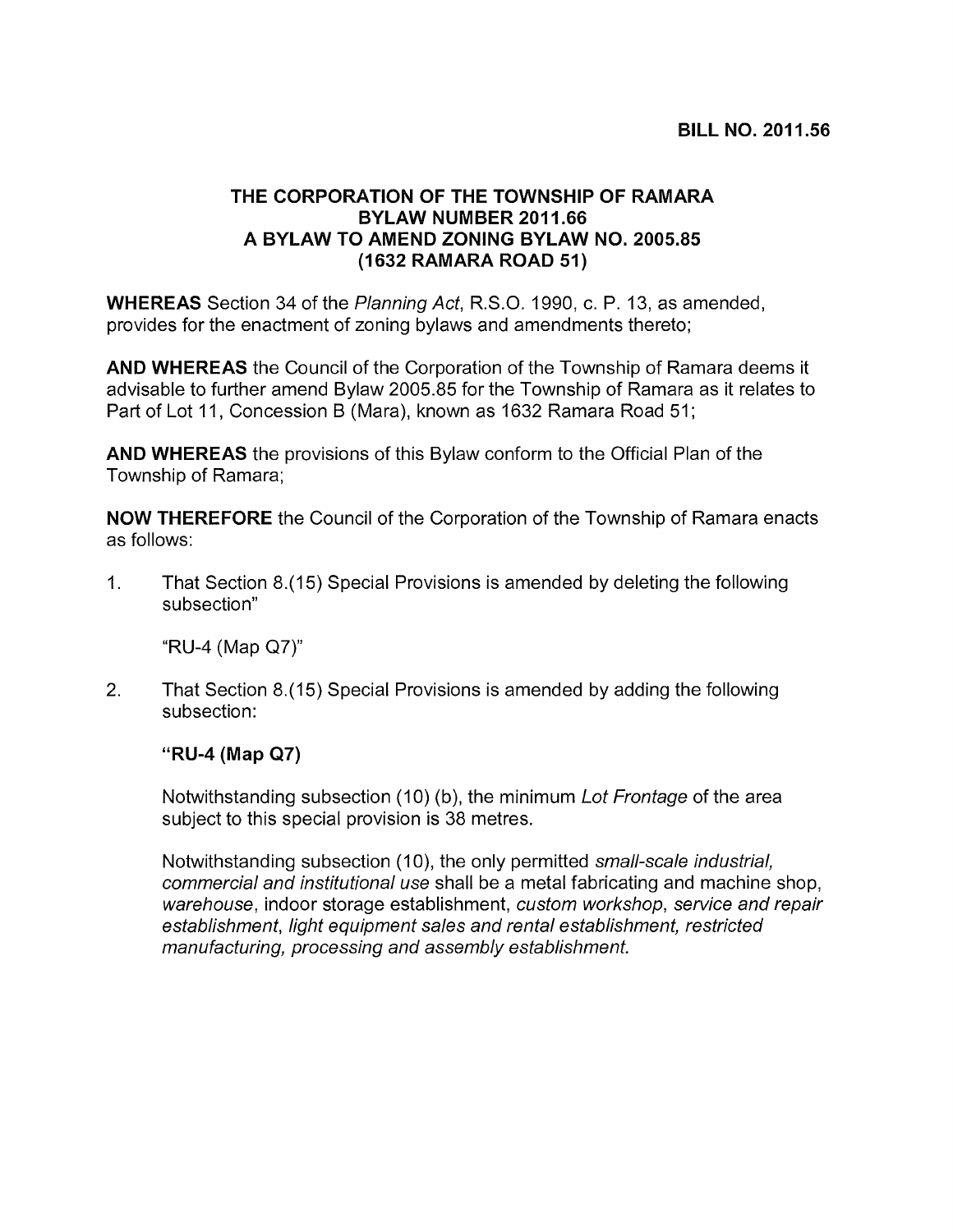**BILL NO. 2011.56**

# THE CORPORATION OF THE TOWNSHIP OF RAMARA
## BYLAW NUMBER 2011.66
## A BYLAW TO AMEND ZONING BYLAW NO. 2005.85
## (1632 RAMARA ROAD 51)

**WHEREAS** Section 34 of the *Planning Act*, R.S.O. 1990, c. P. 13, as amended, provides for the enactment of zoning bylaws and amendments thereto;

**AND WHEREAS** the Council of the Corporation of the Township of Ramara deems it advisable to further amend Bylaw 2005.85 for the Township of Ramara as it relates to Part of Lot 11, Concession B (Mara), known as 1632 Ramara Road 51;

**AND WHEREAS** the provisions of this Bylaw conform to the Official Plan of the Township of Ramara;

**NOW THEREFORE** the Council of the Corporation of the Township of Ramara enacts as follows:

1. That Section 8.(15) Special Provisions is amended by deleting the following subsection"

   "RU-4 (Map Q7)"

2. That Section 8.(15) Special Provisions is amended by adding the following subsection:

   **"RU-4 (Map Q7)**

   Notwithstanding subsection (10) (b), the minimum *Lot Frontage* of the area subject to this special provision is 38 metres.

   Notwithstanding subsection (10), the only permitted *small-scale industrial, commercial and institutional use* shall be a metal fabricating and machine shop, *warehouse*, indoor storage establishment, *custom workshop*, *service and repair establishment*, *light equipment sales and rental establishment*, *restricted manufacturing, processing and assembly establishment*.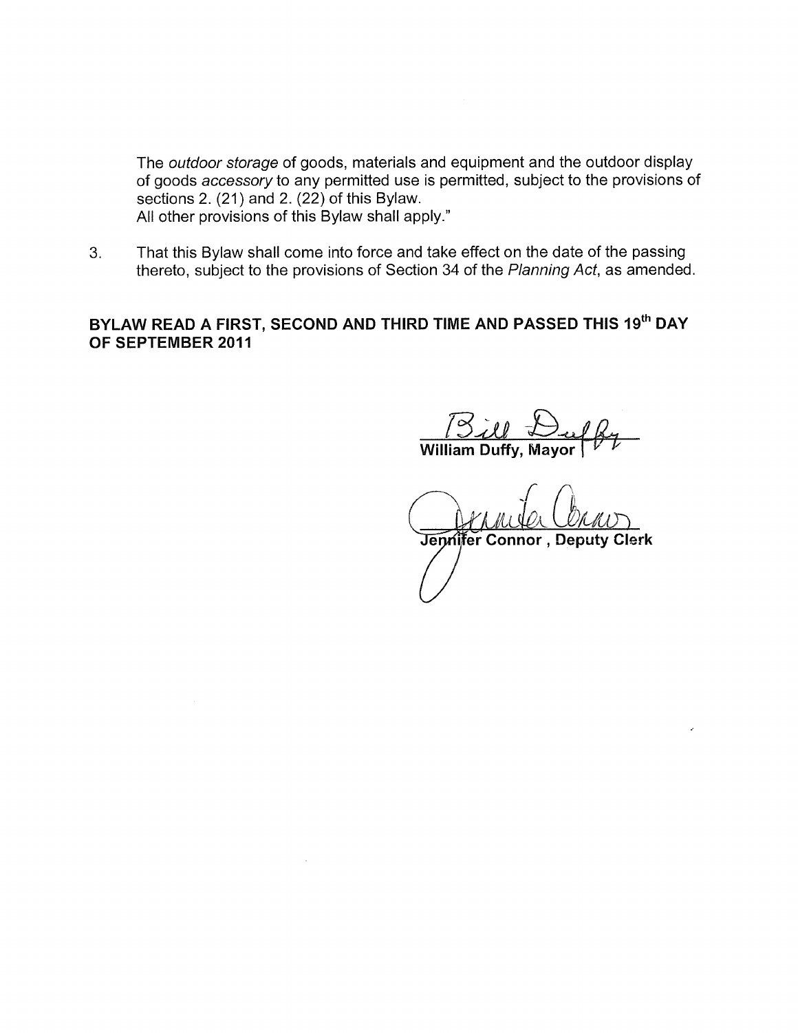The *outdoor storage* of goods, materials and equipment and the outdoor display of goods *accessory* to any permitted use is permitted, subject to the provisions of sections 2. (21) and 2. (22) of this Bylaw.
All other provisions of this Bylaw shall apply."

3. That this Bylaw shall come into force and take effect on the date of the passing thereto, subject to the provisions of Section 34 of the *Planning Act*, as amended.

**BYLAW READ A FIRST, SECOND AND THIRD TIME AND PASSED THIS 19th DAY OF SEPTEMBER 2011**

Bill Duffy

**William Duffy, Mayor**

Jennifer Connor

**Jennifer Connor , Deputy Clerk**